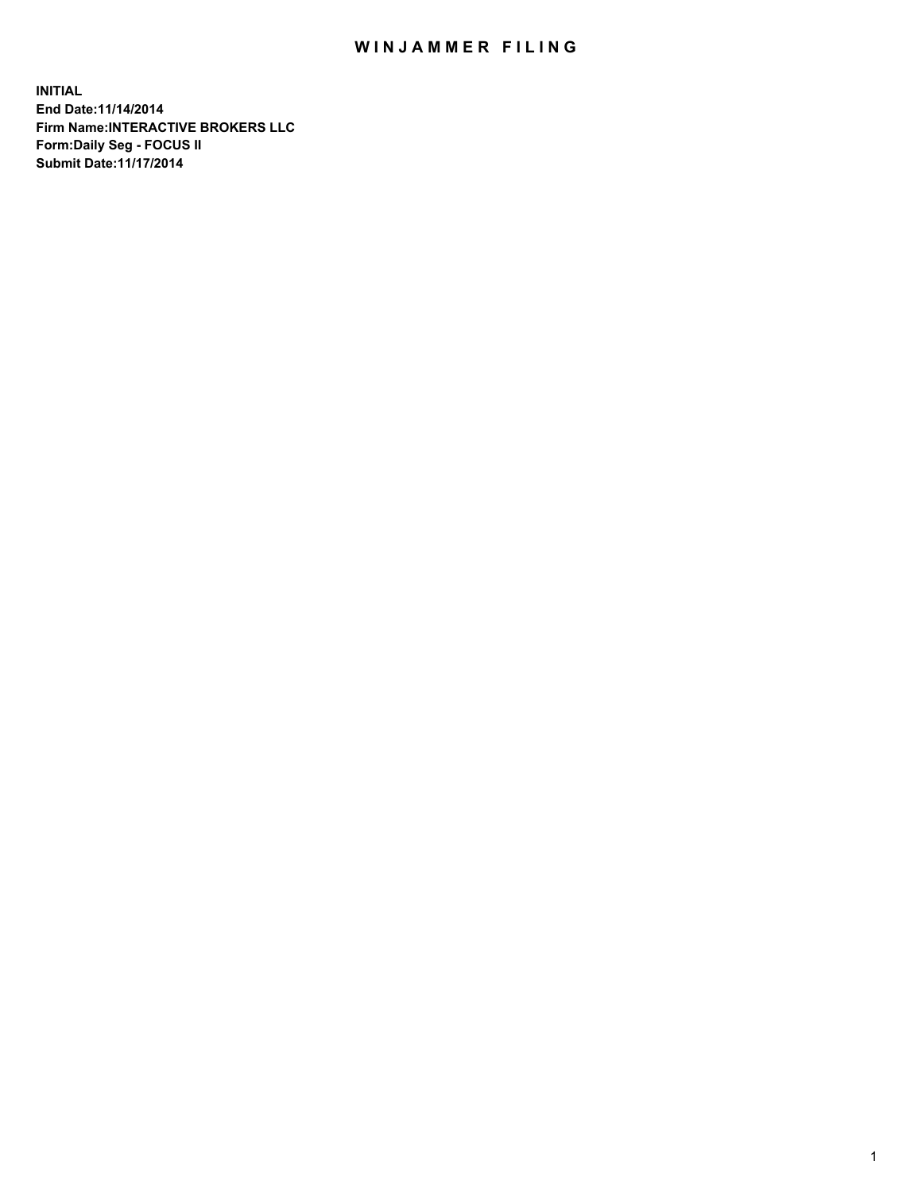# WINJAMMER FILING

**INITIAL**
**End Date:11/14/2014**
**Firm Name:INTERACTIVE BROKERS LLC**
**Form:Daily Seg - FOCUS II**
**Submit Date:11/17/2014**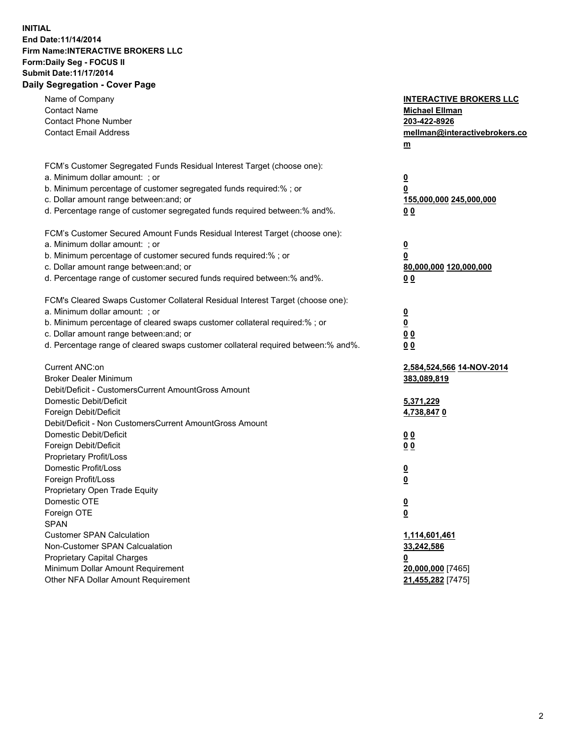**INITIAL**
**End Date:11/14/2014**
**Firm Name:INTERACTIVE BROKERS LLC**
**Form:Daily Seg - FOCUS II**
**Submit Date:11/17/2014**
**Daily Segregation - Cover Page**

| | |
|---|---|
| Name of Company | **INTERACTIVE BROKERS LLC** |
| Contact Name | **Michael Ellman** |
| Contact Phone Number | **203-422-8926** |
| Contact Email Address | **mellman@interactivebrokers.com** |
| | |
| FCM's Customer Segregated Funds Residual Interest Target (choose one): | |
| a. Minimum dollar amount: ; or | **0** |
| b. Minimum percentage of customer segregated funds required:% ; or | **0** |
| c. Dollar amount range between:and; or | **155,000,000** **245,000,000** |
| d. Percentage range of customer segregated funds required between:% and%. | **0** **0** |
| | |
| FCM's Customer Secured Amount Funds Residual Interest Target (choose one): | |
| a. Minimum dollar amount: ; or | **0** |
| b. Minimum percentage of customer secured funds required:% ; or | **0** |
| c. Dollar amount range between:and; or | **80,000,000** **120,000,000** |
| d. Percentage range of customer secured funds required between:% and%. | **0** **0** |
| | |
| FCM's Cleared Swaps Customer Collateral Residual Interest Target (choose one): | |
| a. Minimum dollar amount: ; or | **0** |
| b. Minimum percentage of cleared swaps customer collateral required:% ; or | **0** |
| c. Dollar amount range between:and; or | **0** **0** |
| d. Percentage range of cleared swaps customer collateral required between:% and%. | **0** **0** |
| | |
| Current ANC:on | **2,584,524,566** **14-NOV-2014** |
| Broker Dealer Minimum | **383,089,819** |
| Debit/Deficit - CustomersCurrent AmountGross Amount | |
| Domestic Debit/Deficit | **5,371,229** |
| Foreign Debit/Deficit | **4,738,847** **0** |
| Debit/Deficit - Non CustomersCurrent AmountGross Amount | |
| Domestic Debit/Deficit | **0** **0** |
| Foreign Debit/Deficit | **0** **0** |
| Proprietary Profit/Loss | |
| Domestic Profit/Loss | **0** |
| Foreign Profit/Loss | **0** |
| Proprietary Open Trade Equity | |
| Domestic OTE | **0** |
| Foreign OTE | **0** |
| SPAN | |
| Customer SPAN Calculation | **1,114,601,461** |
| Non-Customer SPAN Calcualation | **33,242,586** |
| Proprietary Capital Charges | **0** |
| Minimum Dollar Amount Requirement | **20,000,000** [7465] |
| Other NFA Dollar Amount Requirement | **21,455,282** [7475] |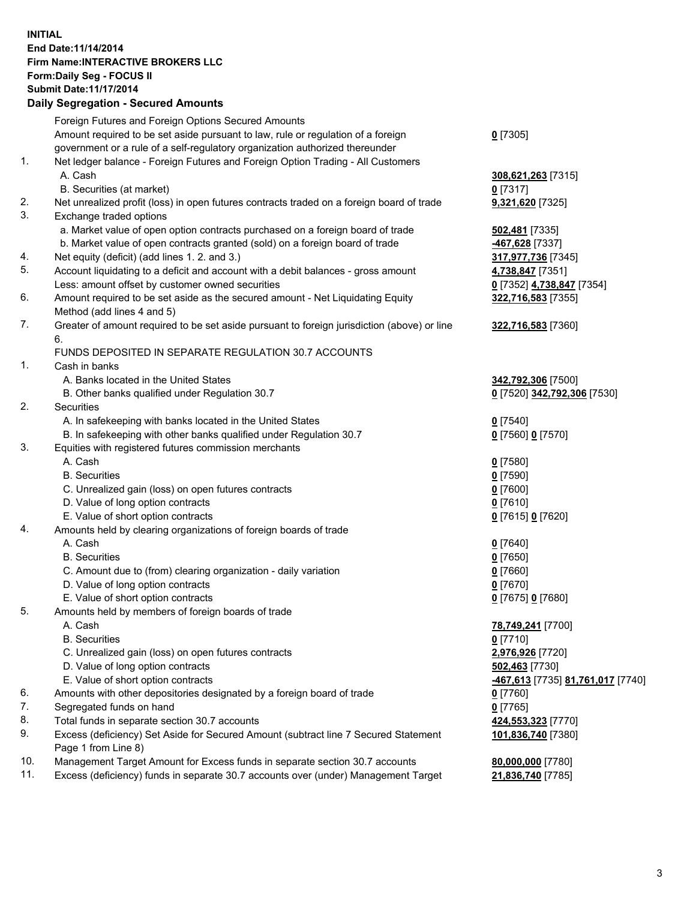**INITIAL**
**End Date:11/14/2014**
**Firm Name:INTERACTIVE BROKERS LLC**
**Form:Daily Seg - FOCUS II**
**Submit Date:11/17/2014**

## Daily Segregation - Secured Amounts

| | | |
|---|---|---|
| | Foreign Futures and Foreign Options Secured Amounts | |
| | Amount required to be set aside pursuant to law, rule or regulation of a foreign government or a rule of a self-regulatory organization authorized thereunder | **0** [7305] |
| 1. | Net ledger balance - Foreign Futures and Foreign Option Trading - All Customers | |
| | A. Cash | **308,621,263** [7315] |
| | B. Securities (at market) | **0** [7317] |
| 2. | Net unrealized profit (loss) in open futures contracts traded on a foreign board of trade | **9,321,620** [7325] |
| 3. | Exchange traded options | |
| | a. Market value of open option contracts purchased on a foreign board of trade | **502,481** [7335] |
| | b. Market value of open contracts granted (sold) on a foreign board of trade | **-467,628** [7337] |
| 4. | Net equity (deficit) (add lines 1. 2. and 3.) | **317,977,736** [7345] |
| 5. | Account liquidating to a deficit and account with a debit balances - gross amount | **4,738,847** [7351] |
| | Less: amount offset by customer owned securities | **0** [7352] **4,738,847** [7354] |
| 6. | Amount required to be set aside as the secured amount - Net Liquidating Equity Method (add lines 4 and 5) | **322,716,583** [7355] |
| 7. | Greater of amount required to be set aside pursuant to foreign jurisdiction (above) or line 6. | **322,716,583** [7360] |
| | FUNDS DEPOSITED IN SEPARATE REGULATION 30.7 ACCOUNTS | |
| 1. | Cash in banks | |
| | A. Banks located in the United States | **342,792,306** [7500] |
| | B. Other banks qualified under Regulation 30.7 | **0** [7520] **342,792,306** [7530] |
| 2. | Securities | |
| | A. In safekeeping with banks located in the United States | **0** [7540] |
| | B. In safekeeping with other banks qualified under Regulation 30.7 | **0** [7560] **0** [7570] |
| 3. | Equities with registered futures commission merchants | |
| | A. Cash | **0** [7580] |
| | B. Securities | **0** [7590] |
| | C. Unrealized gain (loss) on open futures contracts | **0** [7600] |
| | D. Value of long option contracts | **0** [7610] |
| | E. Value of short option contracts | **0** [7615] **0** [7620] |
| 4. | Amounts held by clearing organizations of foreign boards of trade | |
| | A. Cash | **0** [7640] |
| | B. Securities | **0** [7650] |
| | C. Amount due to (from) clearing organization - daily variation | **0** [7660] |
| | D. Value of long option contracts | **0** [7670] |
| | E. Value of short option contracts | **0** [7675] **0** [7680] |
| 5. | Amounts held by members of foreign boards of trade | |
| | A. Cash | **78,749,241** [7700] |
| | B. Securities | **0** [7710] |
| | C. Unrealized gain (loss) on open futures contracts | **2,976,926** [7720] |
| | D. Value of long option contracts | **502,463** [7730] |
| | E. Value of short option contracts | **-467,613** [7735] **81,761,017** [7740] |
| 6. | Amounts with other depositories designated by a foreign board of trade | **0** [7760] |
| 7. | Segregated funds on hand | **0** [7765] |
| 8. | Total funds in separate section 30.7 accounts | **424,553,323** [7770] |
| 9. | Excess (deficiency) Set Aside for Secured Amount (subtract line 7 Secured Statement Page 1 from Line 8) | **101,836,740** [7380] |
| 10. | Management Target Amount for Excess funds in separate section 30.7 accounts | **80,000,000** [7780] |
| 11. | Excess (deficiency) funds in separate 30.7 accounts over (under) Management Target | **21,836,740** [7785] |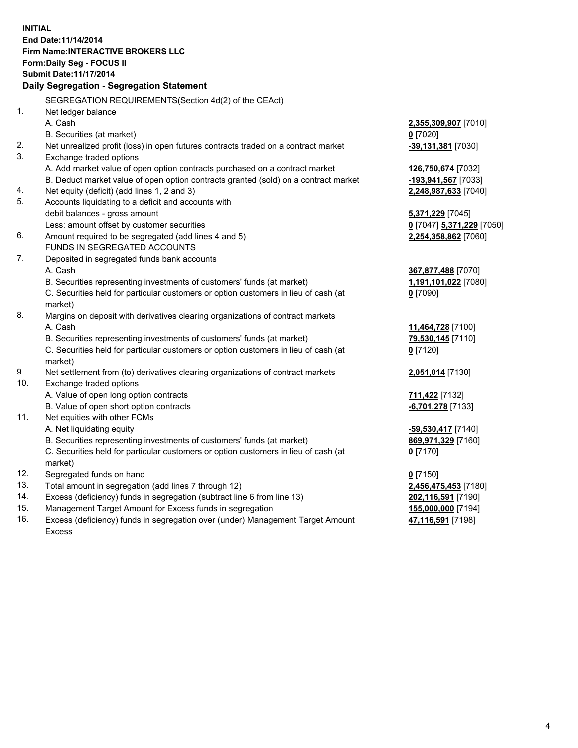**INITIAL**
**End Date:11/14/2014**
**Firm Name:INTERACTIVE BROKERS LLC**
**Form:Daily Seg - FOCUS II**
**Submit Date:11/17/2014**

## Daily Segregation - Segregation Statement

SEGREGATION REQUIREMENTS(Section 4d(2) of the CEAct)

| | | |
|---|---|---|
| 1. | Net ledger balance | |
| | A. Cash | **2,355,309,907** [7010] |
| | B. Securities (at market) | **0** [7020] |
| 2. | Net unrealized profit (loss) in open futures contracts traded on a contract market | **-39,131,381** [7030] |
| 3. | Exchange traded options | |
| | A. Add market value of open option contracts purchased on a contract market | **126,750,674** [7032] |
| | B. Deduct market value of open option contracts granted (sold) on a contract market | **-193,941,567** [7033] |
| 4. | Net equity (deficit) (add lines 1, 2 and 3) | **2,248,987,633** [7040] |
| 5. | Accounts liquidating to a deficit and accounts with debit balances - gross amount | **5,371,229** [7045] |
| | Less: amount offset by customer securities | **0** [7047] **5,371,229** [7050] |
| 6. | Amount required to be segregated (add lines 4 and 5) | **2,254,358,862** [7060] |
| | FUNDS IN SEGREGATED ACCOUNTS | |
| 7. | Deposited in segregated funds bank accounts | |
| | A. Cash | **367,877,488** [7070] |
| | B. Securities representing investments of customers' funds (at market) | **1,191,101,022** [7080] |
| | C. Securities held for particular customers or option customers in lieu of cash (at market) | **0** [7090] |
| 8. | Margins on deposit with derivatives clearing organizations of contract markets | |
| | A. Cash | **11,464,728** [7100] |
| | B. Securities representing investments of customers' funds (at market) | **79,530,145** [7110] |
| | C. Securities held for particular customers or option customers in lieu of cash (at market) | **0** [7120] |
| 9. | Net settlement from (to) derivatives clearing organizations of contract markets | **2,051,014** [7130] |
| 10. | Exchange traded options | |
| | A. Value of open long option contracts | **711,422** [7132] |
| | B. Value of open short option contracts | **-6,701,278** [7133] |
| 11. | Net equities with other FCMs | |
| | A. Net liquidating equity | **-59,530,417** [7140] |
| | B. Securities representing investments of customers' funds (at market) | **869,971,329** [7160] |
| | C. Securities held for particular customers or option customers in lieu of cash (at market) | **0** [7170] |
| 12. | Segregated funds on hand | **0** [7150] |
| 13. | Total amount in segregation (add lines 7 through 12) | **2,456,475,453** [7180] |
| 14. | Excess (deficiency) funds in segregation (subtract line 6 from line 13) | **202,116,591** [7190] |
| 15. | Management Target Amount for Excess funds in segregation | **155,000,000** [7194] |
| 16. | Excess (deficiency) funds in segregation over (under) Management Target Amount Excess | **47,116,591** [7198] |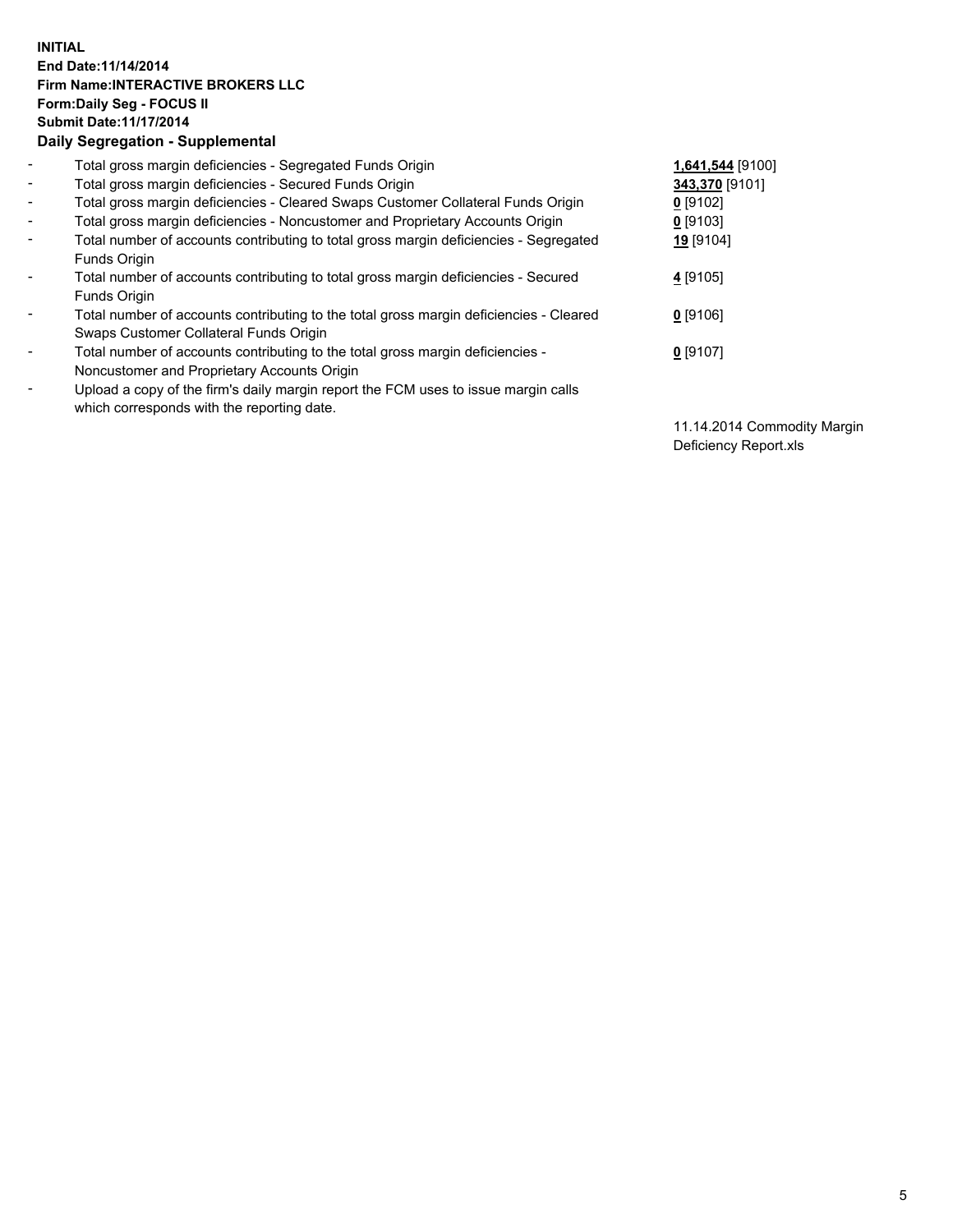**INITIAL**
**End Date:11/14/2014**
**Firm Name:INTERACTIVE BROKERS LLC**
**Form:Daily Seg - FOCUS II**
**Submit Date:11/17/2014**

## Daily Segregation - Supplemental

| | | |
|---|---|---|
| - | Total gross margin deficiencies - Segregated Funds Origin | **1,641,544** [9100] |
| - | Total gross margin deficiencies - Secured Funds Origin | **343,370** [9101] |
| - | Total gross margin deficiencies - Cleared Swaps Customer Collateral Funds Origin | **0** [9102] |
| - | Total gross margin deficiencies - Noncustomer and Proprietary Accounts Origin | **0** [9103] |
| - | Total number of accounts contributing to total gross margin deficiencies - Segregated Funds Origin | **19** [9104] |
| - | Total number of accounts contributing to total gross margin deficiencies - Secured Funds Origin | **4** [9105] |
| - | Total number of accounts contributing to the total gross margin deficiencies - Cleared Swaps Customer Collateral Funds Origin | **0** [9106] |
| - | Total number of accounts contributing to the total gross margin deficiencies - Noncustomer and Proprietary Accounts Origin | **0** [9107] |
| - | Upload a copy of the firm's daily margin report the FCM uses to issue margin calls which corresponds with the reporting date. | 11.14.2014 Commodity Margin Deficiency Report.xls |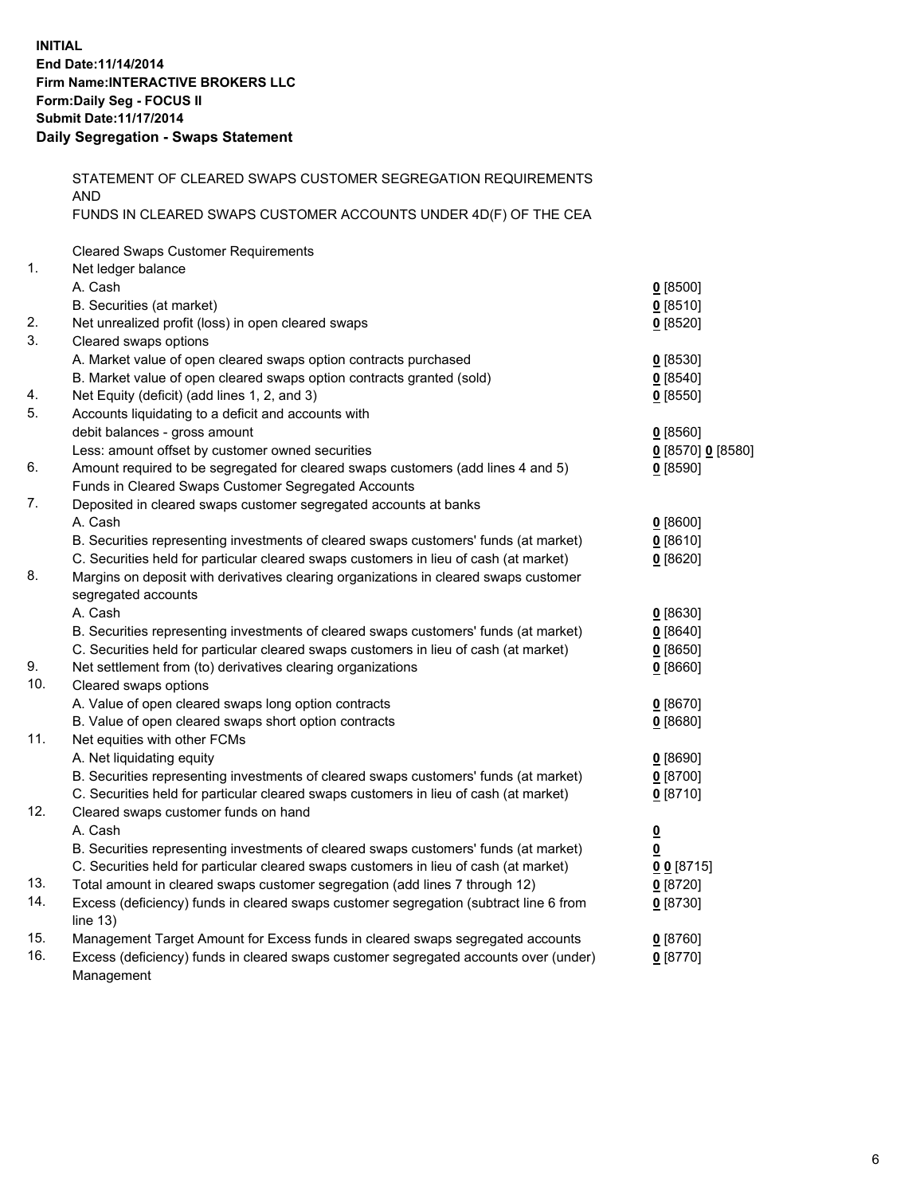**INITIAL**
**End Date:11/14/2014**
**Firm Name:INTERACTIVE BROKERS LLC**
**Form:Daily Seg - FOCUS II**
**Submit Date:11/17/2014**
**Daily Segregation - Swaps Statement**

STATEMENT OF CLEARED SWAPS CUSTOMER SEGREGATION REQUIREMENTS AND FUNDS IN CLEARED SWAPS CUSTOMER ACCOUNTS UNDER 4D(F) OF THE CEA

| | | |
|---|---|---|
| | Cleared Swaps Customer Requirements | |
| 1. | Net ledger balance | |
| | A. Cash | 0 [8500] |
| | B. Securities (at market) | 0 [8510] |
| 2. | Net unrealized profit (loss) in open cleared swaps | 0 [8520] |
| 3. | Cleared swaps options | |
| | A. Market value of open cleared swaps option contracts purchased | 0 [8530] |
| | B. Market value of open cleared swaps option contracts granted (sold) | 0 [8540] |
| 4. | Net Equity (deficit) (add lines 1, 2, and 3) | 0 [8550] |
| 5. | Accounts liquidating to a deficit and accounts with debit balances - gross amount | 0 [8560] |
| | Less: amount offset by customer owned securities | 0 [8570] 0 [8580] |
| 6. | Amount required to be segregated for cleared swaps customers (add lines 4 and 5) | 0 [8590] |
| | Funds in Cleared Swaps Customer Segregated Accounts | |
| 7. | Deposited in cleared swaps customer segregated accounts at banks | |
| | A. Cash | 0 [8600] |
| | B. Securities representing investments of cleared swaps customers' funds (at market) | 0 [8610] |
| | C. Securities held for particular cleared swaps customers in lieu of cash (at market) | 0 [8620] |
| 8. | Margins on deposit with derivatives clearing organizations in cleared swaps customer segregated accounts | |
| | A. Cash | 0 [8630] |
| | B. Securities representing investments of cleared swaps customers' funds (at market) | 0 [8640] |
| | C. Securities held for particular cleared swaps customers in lieu of cash (at market) | 0 [8650] |
| 9. | Net settlement from (to) derivatives clearing organizations | 0 [8660] |
| 10. | Cleared swaps options | |
| | A. Value of open cleared swaps long option contracts | 0 [8670] |
| | B. Value of open cleared swaps short option contracts | 0 [8680] |
| 11. | Net equities with other FCMs | |
| | A. Net liquidating equity | 0 [8690] |
| | B. Securities representing investments of cleared swaps customers' funds (at market) | 0 [8700] |
| | C. Securities held for particular cleared swaps customers in lieu of cash (at market) | 0 [8710] |
| 12. | Cleared swaps customer funds on hand | |
| | A. Cash | 0 |
| | B. Securities representing investments of cleared swaps customers' funds (at market) | 0 |
| | C. Securities held for particular cleared swaps customers in lieu of cash (at market) | 0 0 [8715] |
| 13. | Total amount in cleared swaps customer segregation (add lines 7 through 12) | 0 [8720] |
| 14. | Excess (deficiency) funds in cleared swaps customer segregation (subtract line 6 from line 13) | 0 [8730] |
| 15. | Management Target Amount for Excess funds in cleared swaps segregated accounts | 0 [8760] |
| 16. | Excess (deficiency) funds in cleared swaps customer segregated accounts over (under) Management | 0 [8770] |